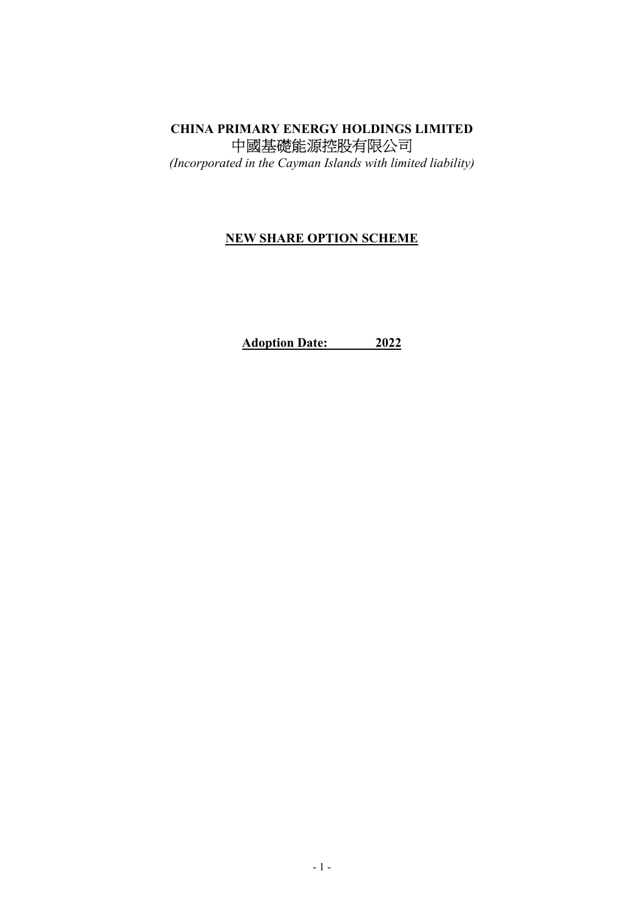**CHINA PRIMARY ENERGY HOLDINGS LIMITED**

中國基礎能源控股有限公司

*(Incorporated in the Cayman Islands with limited liability)*

# NEW SHARE OPTION SCHEME

**Adoption Date: 2022**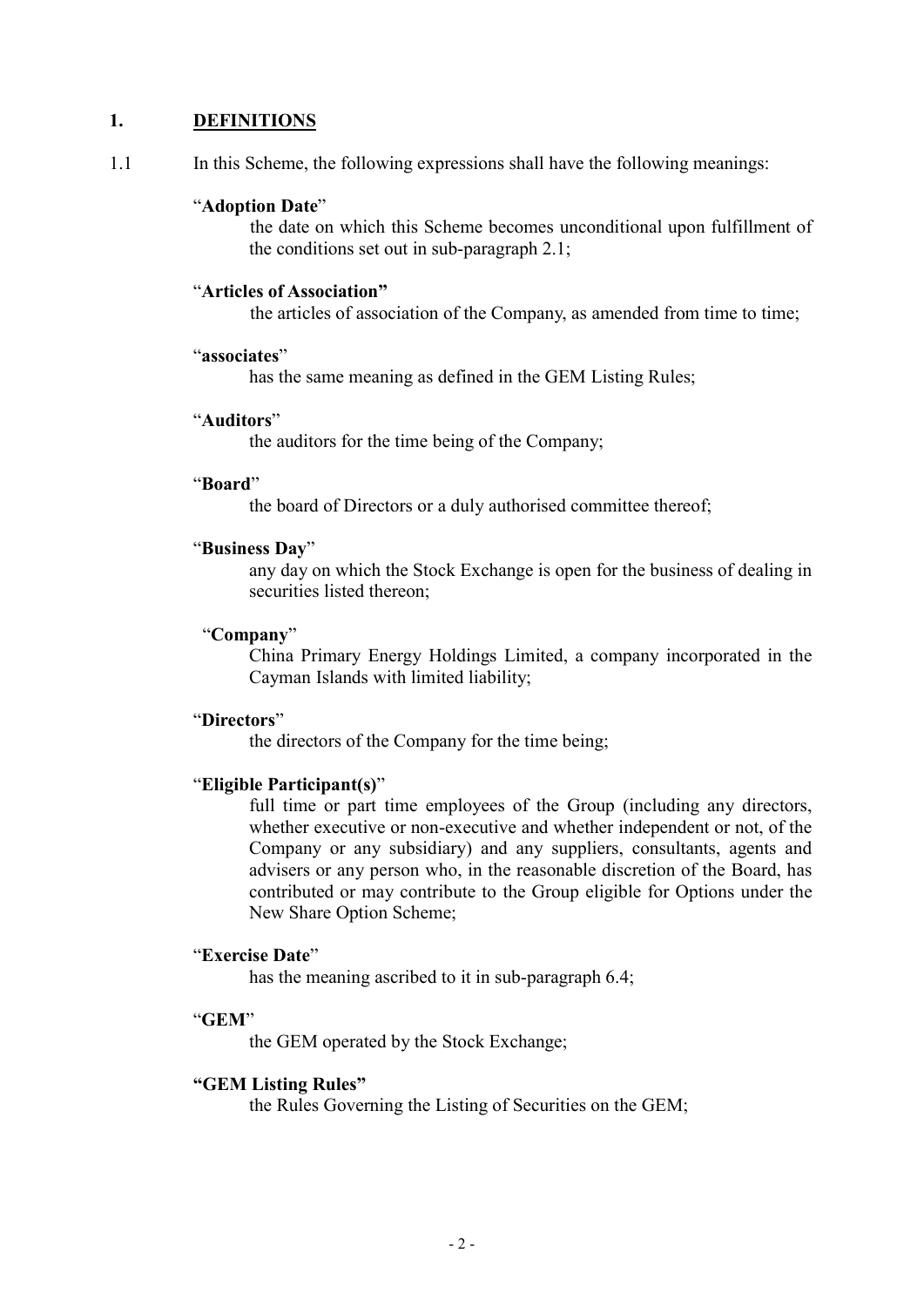## 1. DEFINITIONS

1.1 In this Scheme, the following expressions shall have the following meanings:

"**Adoption Date**"
the date on which this Scheme becomes unconditional upon fulfillment of the conditions set out in sub-paragraph 2.1;

"**Articles of Association"**
the articles of association of the Company, as amended from time to time;

"**associates**"
has the same meaning as defined in the GEM Listing Rules;

"**Auditors**"
the auditors for the time being of the Company;

"**Board**"
the board of Directors or a duly authorised committee thereof;

"**Business Day**"
any day on which the Stock Exchange is open for the business of dealing in securities listed thereon;

"**Company**"
China Primary Energy Holdings Limited, a company incorporated in the Cayman Islands with limited liability;

"**Directors**"
the directors of the Company for the time being;

"**Eligible Participant(s)**"
full time or part time employees of the Group (including any directors, whether executive or non-executive and whether independent or not, of the Company or any subsidiary) and any suppliers, consultants, agents and advisers or any person who, in the reasonable discretion of the Board, has contributed or may contribute to the Group eligible for Options under the New Share Option Scheme;

"**Exercise Date**"
has the meaning ascribed to it in sub-paragraph 6.4;

"**GEM**"
the GEM operated by the Stock Exchange;

**"GEM Listing Rules"**
the Rules Governing the Listing of Securities on the GEM;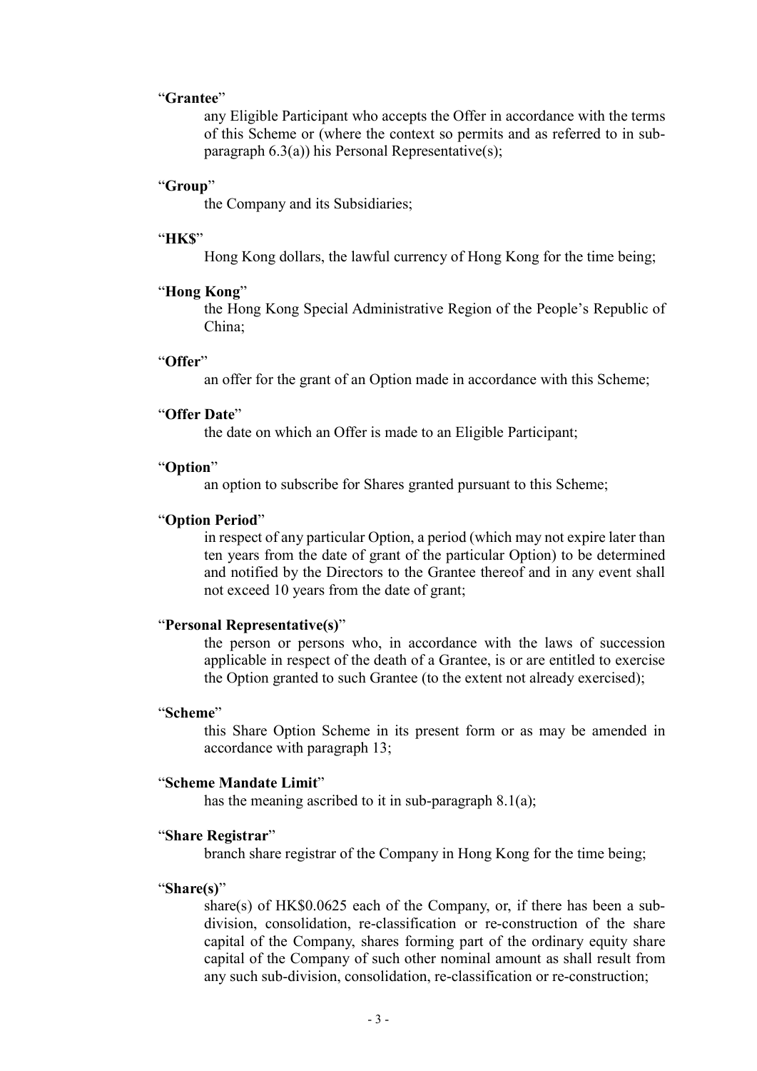"**Grantee**"

any Eligible Participant who accepts the Offer in accordance with the terms of this Scheme or (where the context so permits and as referred to in sub-paragraph 6.3(a)) his Personal Representative(s);

"**Group**"

the Company and its Subsidiaries;

"**HK$**"

Hong Kong dollars, the lawful currency of Hong Kong for the time being;

"**Hong Kong**"

the Hong Kong Special Administrative Region of the People's Republic of China;

"**Offer**"

an offer for the grant of an Option made in accordance with this Scheme;

"**Offer Date**"

the date on which an Offer is made to an Eligible Participant;

"**Option**"

an option to subscribe for Shares granted pursuant to this Scheme;

"**Option Period**"

in respect of any particular Option, a period (which may not expire later than ten years from the date of grant of the particular Option) to be determined and notified by the Directors to the Grantee thereof and in any event shall not exceed 10 years from the date of grant;

"**Personal Representative(s)**"

the person or persons who, in accordance with the laws of succession applicable in respect of the death of a Grantee, is or are entitled to exercise the Option granted to such Grantee (to the extent not already exercised);

"**Scheme**"

this Share Option Scheme in its present form or as may be amended in accordance with paragraph 13;

"**Scheme Mandate Limit**"

has the meaning ascribed to it in sub-paragraph 8.1(a);

"**Share Registrar**"

branch share registrar of the Company in Hong Kong for the time being;

"**Share(s)**"

share(s) of HK$0.0625 each of the Company, or, if there has been a sub-division, consolidation, re-classification or re-construction of the share capital of the Company, shares forming part of the ordinary equity share capital of the Company of such other nominal amount as shall result from any such sub-division, consolidation, re-classification or re-construction;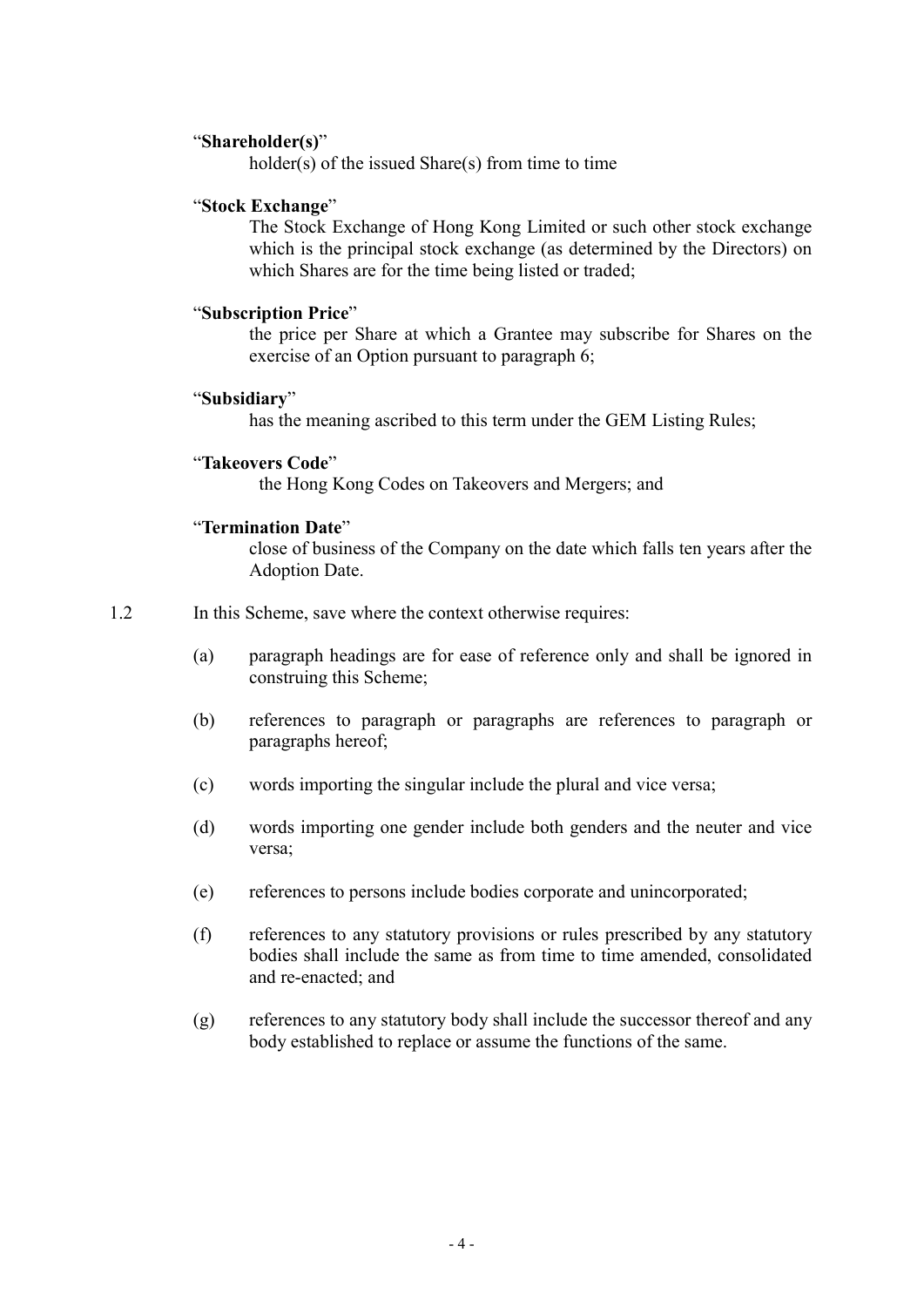"**Shareholder(s)**"

holder(s) of the issued Share(s) from time to time

"**Stock Exchange**"

The Stock Exchange of Hong Kong Limited or such other stock exchange which is the principal stock exchange (as determined by the Directors) on which Shares are for the time being listed or traded;

"**Subscription Price**"

the price per Share at which a Grantee may subscribe for Shares on the exercise of an Option pursuant to paragraph 6;

"**Subsidiary**"

has the meaning ascribed to this term under the GEM Listing Rules;

"**Takeovers Code**"

the Hong Kong Codes on Takeovers and Mergers; and

"**Termination Date**"

close of business of the Company on the date which falls ten years after the Adoption Date.

1.2 In this Scheme, save where the context otherwise requires:

(a) paragraph headings are for ease of reference only and shall be ignored in construing this Scheme;

(b) references to paragraph or paragraphs are references to paragraph or paragraphs hereof;

(c) words importing the singular include the plural and vice versa;

(d) words importing one gender include both genders and the neuter and vice versa;

(e) references to persons include bodies corporate and unincorporated;

(f) references to any statutory provisions or rules prescribed by any statutory bodies shall include the same as from time to time amended, consolidated and re-enacted; and

(g) references to any statutory body shall include the successor thereof and any body established to replace or assume the functions of the same.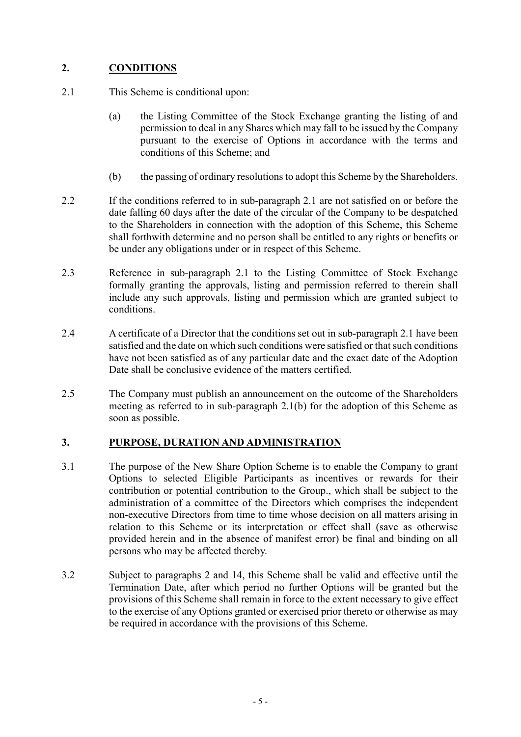## 2. CONDITIONS

2.1 This Scheme is conditional upon:

(a) the Listing Committee of the Stock Exchange granting the listing of and permission to deal in any Shares which may fall to be issued by the Company pursuant to the exercise of Options in accordance with the terms and conditions of this Scheme; and

(b) the passing of ordinary resolutions to adopt this Scheme by the Shareholders.

2.2 If the conditions referred to in sub-paragraph 2.1 are not satisfied on or before the date falling 60 days after the date of the circular of the Company to be despatched to the Shareholders in connection with the adoption of this Scheme, this Scheme shall forthwith determine and no person shall be entitled to any rights or benefits or be under any obligations under or in respect of this Scheme.

2.3 Reference in sub-paragraph 2.1 to the Listing Committee of Stock Exchange formally granting the approvals, listing and permission referred to therein shall include any such approvals, listing and permission which are granted subject to conditions.

2.4 A certificate of a Director that the conditions set out in sub-paragraph 2.1 have been satisfied and the date on which such conditions were satisfied or that such conditions have not been satisfied as of any particular date and the exact date of the Adoption Date shall be conclusive evidence of the matters certified.

2.5 The Company must publish an announcement on the outcome of the Shareholders meeting as referred to in sub-paragraph 2.1(b) for the adoption of this Scheme as soon as possible.

## 3. PURPOSE, DURATION AND ADMINISTRATION

3.1 The purpose of the New Share Option Scheme is to enable the Company to grant Options to selected Eligible Participants as incentives or rewards for their contribution or potential contribution to the Group., which shall be subject to the administration of a committee of the Directors which comprises the independent non-executive Directors from time to time whose decision on all matters arising in relation to this Scheme or its interpretation or effect shall (save as otherwise provided herein and in the absence of manifest error) be final and binding on all persons who may be affected thereby.

3.2 Subject to paragraphs 2 and 14, this Scheme shall be valid and effective until the Termination Date, after which period no further Options will be granted but the provisions of this Scheme shall remain in force to the extent necessary to give effect to the exercise of any Options granted or exercised prior thereto or otherwise as may be required in accordance with the provisions of this Scheme.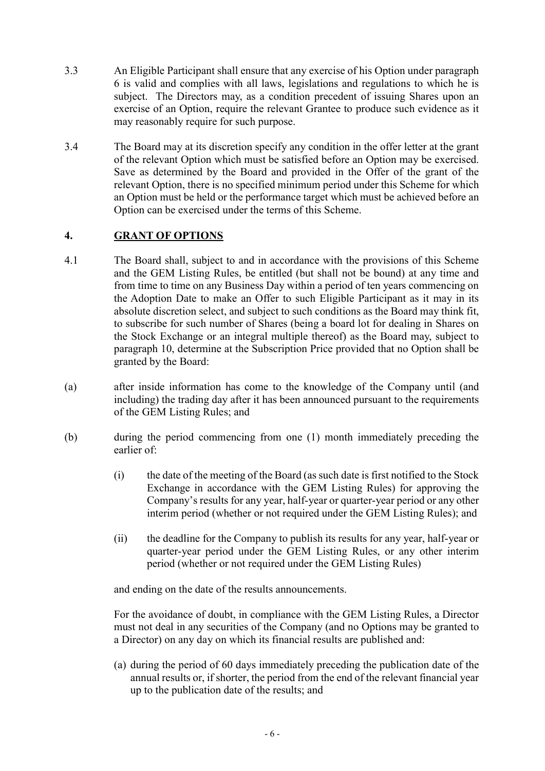3.3 An Eligible Participant shall ensure that any exercise of his Option under paragraph 6 is valid and complies with all laws, legislations and regulations to which he is subject. The Directors may, as a condition precedent of issuing Shares upon an exercise of an Option, require the relevant Grantee to produce such evidence as it may reasonably require for such purpose.

3.4 The Board may at its discretion specify any condition in the offer letter at the grant of the relevant Option which must be satisfied before an Option may be exercised. Save as determined by the Board and provided in the Offer of the grant of the relevant Option, there is no specified minimum period under this Scheme for which an Option must be held or the performance target which must be achieved before an Option can be exercised under the terms of this Scheme.

## 4. GRANT OF OPTIONS

4.1 The Board shall, subject to and in accordance with the provisions of this Scheme and the GEM Listing Rules, be entitled (but shall not be bound) at any time and from time to time on any Business Day within a period of ten years commencing on the Adoption Date to make an Offer to such Eligible Participant as it may in its absolute discretion select, and subject to such conditions as the Board may think fit, to subscribe for such number of Shares (being a board lot for dealing in Shares on the Stock Exchange or an integral multiple thereof) as the Board may, subject to paragraph 10, determine at the Subscription Price provided that no Option shall be granted by the Board:

(a) after inside information has come to the knowledge of the Company until (and including) the trading day after it has been announced pursuant to the requirements of the GEM Listing Rules; and

(b) during the period commencing from one (1) month immediately preceding the earlier of:

   (i) the date of the meeting of the Board (as such date is first notified to the Stock Exchange in accordance with the GEM Listing Rules) for approving the Company's results for any year, half-year or quarter-year period or any other interim period (whether or not required under the GEM Listing Rules); and

   (ii) the deadline for the Company to publish its results for any year, half-year or quarter-year period under the GEM Listing Rules, or any other interim period (whether or not required under the GEM Listing Rules)

   and ending on the date of the results announcements.

   For the avoidance of doubt, in compliance with the GEM Listing Rules, a Director must not deal in any securities of the Company (and no Options may be granted to a Director) on any day on which its financial results are published and:

   (a) during the period of 60 days immediately preceding the publication date of the annual results or, if shorter, the period from the end of the relevant financial year up to the publication date of the results; and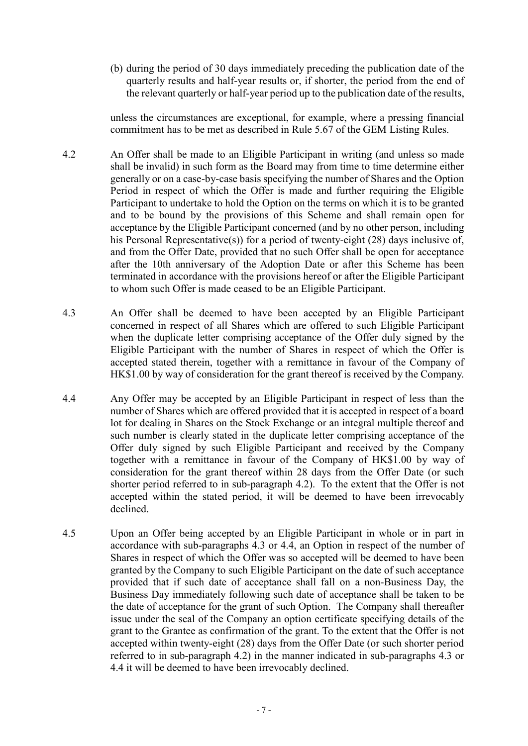(b) during the period of 30 days immediately preceding the publication date of the quarterly results and half-year results or, if shorter, the period from the end of the relevant quarterly or half-year period up to the publication date of the results,

unless the circumstances are exceptional, for example, where a pressing financial commitment has to be met as described in Rule 5.67 of the GEM Listing Rules.

4.2 An Offer shall be made to an Eligible Participant in writing (and unless so made shall be invalid) in such form as the Board may from time to time determine either generally or on a case-by-case basis specifying the number of Shares and the Option Period in respect of which the Offer is made and further requiring the Eligible Participant to undertake to hold the Option on the terms on which it is to be granted and to be bound by the provisions of this Scheme and shall remain open for acceptance by the Eligible Participant concerned (and by no other person, including his Personal Representative(s)) for a period of twenty-eight (28) days inclusive of, and from the Offer Date, provided that no such Offer shall be open for acceptance after the 10th anniversary of the Adoption Date or after this Scheme has been terminated in accordance with the provisions hereof or after the Eligible Participant to whom such Offer is made ceased to be an Eligible Participant.

4.3 An Offer shall be deemed to have been accepted by an Eligible Participant concerned in respect of all Shares which are offered to such Eligible Participant when the duplicate letter comprising acceptance of the Offer duly signed by the Eligible Participant with the number of Shares in respect of which the Offer is accepted stated therein, together with a remittance in favour of the Company of HK$1.00 by way of consideration for the grant thereof is received by the Company.

4.4 Any Offer may be accepted by an Eligible Participant in respect of less than the number of Shares which are offered provided that it is accepted in respect of a board lot for dealing in Shares on the Stock Exchange or an integral multiple thereof and such number is clearly stated in the duplicate letter comprising acceptance of the Offer duly signed by such Eligible Participant and received by the Company together with a remittance in favour of the Company of HK$1.00 by way of consideration for the grant thereof within 28 days from the Offer Date (or such shorter period referred to in sub-paragraph 4.2). To the extent that the Offer is not accepted within the stated period, it will be deemed to have been irrevocably declined.

4.5 Upon an Offer being accepted by an Eligible Participant in whole or in part in accordance with sub-paragraphs 4.3 or 4.4, an Option in respect of the number of Shares in respect of which the Offer was so accepted will be deemed to have been granted by the Company to such Eligible Participant on the date of such acceptance provided that if such date of acceptance shall fall on a non-Business Day, the Business Day immediately following such date of acceptance shall be taken to be the date of acceptance for the grant of such Option. The Company shall thereafter issue under the seal of the Company an option certificate specifying details of the grant to the Grantee as confirmation of the grant. To the extent that the Offer is not accepted within twenty-eight (28) days from the Offer Date (or such shorter period referred to in sub-paragraph 4.2) in the manner indicated in sub-paragraphs 4.3 or 4.4 it will be deemed to have been irrevocably declined.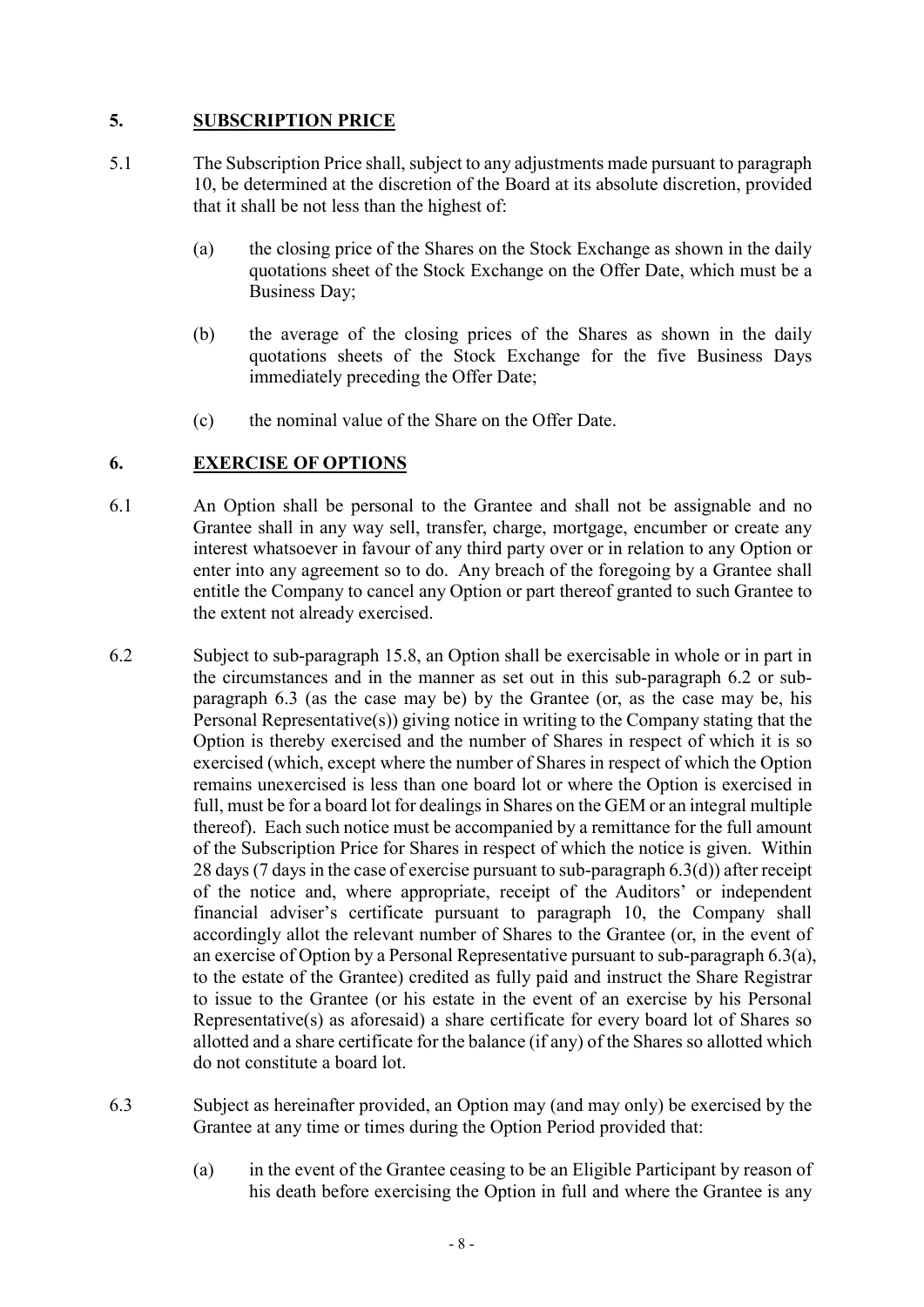## 5. SUBSCRIPTION PRICE

5.1 The Subscription Price shall, subject to any adjustments made pursuant to paragraph 10, be determined at the discretion of the Board at its absolute discretion, provided that it shall be not less than the highest of:

(a) the closing price of the Shares on the Stock Exchange as shown in the daily quotations sheet of the Stock Exchange on the Offer Date, which must be a Business Day;

(b) the average of the closing prices of the Shares as shown in the daily quotations sheets of the Stock Exchange for the five Business Days immediately preceding the Offer Date;

(c) the nominal value of the Share on the Offer Date.

## 6. EXERCISE OF OPTIONS

6.1 An Option shall be personal to the Grantee and shall not be assignable and no Grantee shall in any way sell, transfer, charge, mortgage, encumber or create any interest whatsoever in favour of any third party over or in relation to any Option or enter into any agreement so to do. Any breach of the foregoing by a Grantee shall entitle the Company to cancel any Option or part thereof granted to such Grantee to the extent not already exercised.

6.2 Subject to sub-paragraph 15.8, an Option shall be exercisable in whole or in part in the circumstances and in the manner as set out in this sub-paragraph 6.2 or sub-paragraph 6.3 (as the case may be) by the Grantee (or, as the case may be, his Personal Representative(s)) giving notice in writing to the Company stating that the Option is thereby exercised and the number of Shares in respect of which it is so exercised (which, except where the number of Shares in respect of which the Option remains unexercised is less than one board lot or where the Option is exercised in full, must be for a board lot for dealings in Shares on the GEM or an integral multiple thereof). Each such notice must be accompanied by a remittance for the full amount of the Subscription Price for Shares in respect of which the notice is given. Within 28 days (7 days in the case of exercise pursuant to sub-paragraph 6.3(d)) after receipt of the notice and, where appropriate, receipt of the Auditors' or independent financial adviser's certificate pursuant to paragraph 10, the Company shall accordingly allot the relevant number of Shares to the Grantee (or, in the event of an exercise of Option by a Personal Representative pursuant to sub-paragraph 6.3(a), to the estate of the Grantee) credited as fully paid and instruct the Share Registrar to issue to the Grantee (or his estate in the event of an exercise by his Personal Representative(s) as aforesaid) a share certificate for every board lot of Shares so allotted and a share certificate for the balance (if any) of the Shares so allotted which do not constitute a board lot.

6.3 Subject as hereinafter provided, an Option may (and may only) be exercised by the Grantee at any time or times during the Option Period provided that:

(a) in the event of the Grantee ceasing to be an Eligible Participant by reason of his death before exercising the Option in full and where the Grantee is any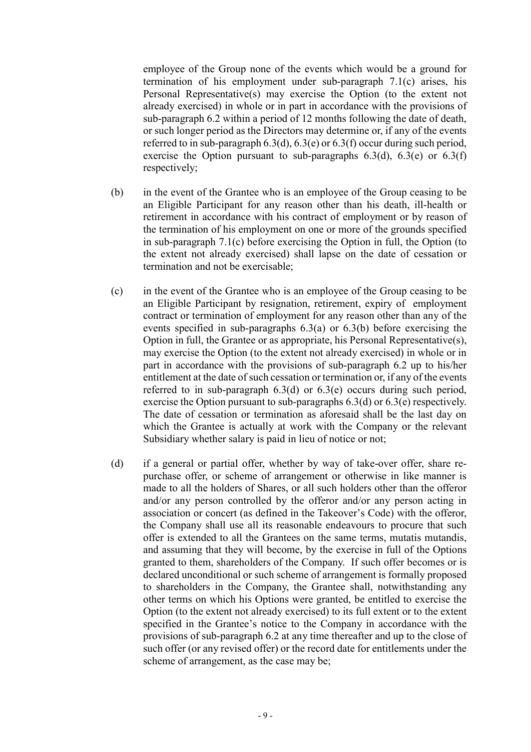employee of the Group none of the events which would be a ground for termination of his employment under sub-paragraph 7.1(c) arises, his Personal Representative(s) may exercise the Option (to the extent not already exercised) in whole or in part in accordance with the provisions of sub-paragraph 6.2 within a period of 12 months following the date of death, or such longer period as the Directors may determine or, if any of the events referred to in sub-paragraph 6.3(d), 6.3(e) or 6.3(f) occur during such period, exercise the Option pursuant to sub-paragraphs 6.3(d), 6.3(e) or 6.3(f) respectively;

(b) in the event of the Grantee who is an employee of the Group ceasing to be an Eligible Participant for any reason other than his death, ill-health or retirement in accordance with his contract of employment or by reason of the termination of his employment on one or more of the grounds specified in sub-paragraph 7.1(c) before exercising the Option in full, the Option (to the extent not already exercised) shall lapse on the date of cessation or termination and not be exercisable;

(c) in the event of the Grantee who is an employee of the Group ceasing to be an Eligible Participant by resignation, retirement, expiry of employment contract or termination of employment for any reason other than any of the events specified in sub-paragraphs 6.3(a) or 6.3(b) before exercising the Option in full, the Grantee or as appropriate, his Personal Representative(s), may exercise the Option (to the extent not already exercised) in whole or in part in accordance with the provisions of sub-paragraph 6.2 up to his/her entitlement at the date of such cessation or termination or, if any of the events referred to in sub-paragraph 6.3(d) or 6.3(e) occurs during such period, exercise the Option pursuant to sub-paragraphs 6.3(d) or 6.3(e) respectively. The date of cessation or termination as aforesaid shall be the last day on which the Grantee is actually at work with the Company or the relevant Subsidiary whether salary is paid in lieu of notice or not;

(d) if a general or partial offer, whether by way of take-over offer, share re-purchase offer, or scheme of arrangement or otherwise in like manner is made to all the holders of Shares, or all such holders other than the offeror and/or any person controlled by the offeror and/or any person acting in association or concert (as defined in the Takeover's Code) with the offeror, the Company shall use all its reasonable endeavours to procure that such offer is extended to all the Grantees on the same terms, mutatis mutandis, and assuming that they will become, by the exercise in full of the Options granted to them, shareholders of the Company. If such offer becomes or is declared unconditional or such scheme of arrangement is formally proposed to shareholders in the Company, the Grantee shall, notwithstanding any other terms on which his Options were granted, be entitled to exercise the Option (to the extent not already exercised) to its full extent or to the extent specified in the Grantee's notice to the Company in accordance with the provisions of sub-paragraph 6.2 at any time thereafter and up to the close of such offer (or any revised offer) or the record date for entitlements under the scheme of arrangement, as the case may be;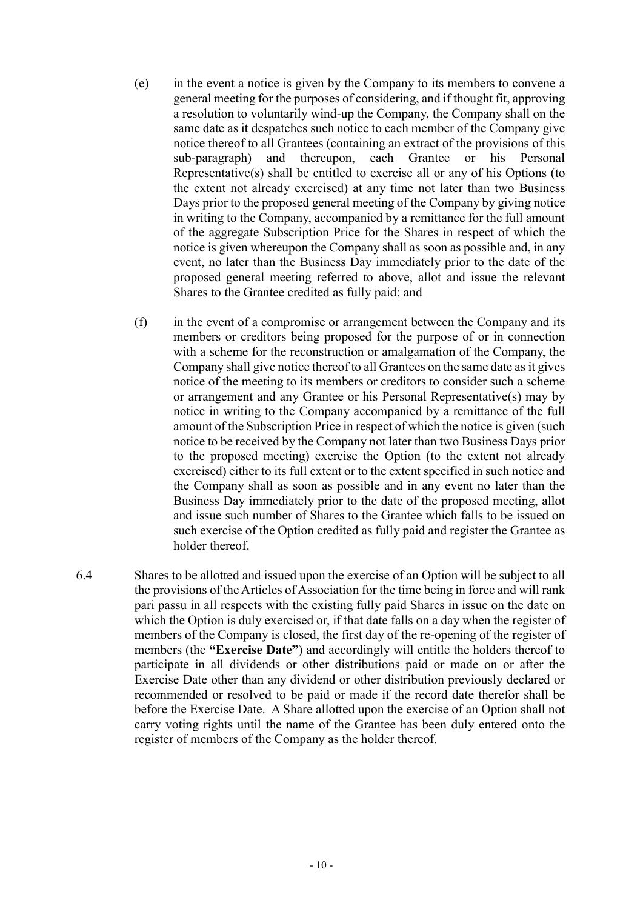(e) in the event a notice is given by the Company to its members to convene a general meeting for the purposes of considering, and if thought fit, approving a resolution to voluntarily wind-up the Company, the Company shall on the same date as it despatches such notice to each member of the Company give notice thereof to all Grantees (containing an extract of the provisions of this sub-paragraph) and thereupon, each Grantee or his Personal Representative(s) shall be entitled to exercise all or any of his Options (to the extent not already exercised) at any time not later than two Business Days prior to the proposed general meeting of the Company by giving notice in writing to the Company, accompanied by a remittance for the full amount of the aggregate Subscription Price for the Shares in respect of which the notice is given whereupon the Company shall as soon as possible and, in any event, no later than the Business Day immediately prior to the date of the proposed general meeting referred to above, allot and issue the relevant Shares to the Grantee credited as fully paid; and

(f) in the event of a compromise or arrangement between the Company and its members or creditors being proposed for the purpose of or in connection with a scheme for the reconstruction or amalgamation of the Company, the Company shall give notice thereof to all Grantees on the same date as it gives notice of the meeting to its members or creditors to consider such a scheme or arrangement and any Grantee or his Personal Representative(s) may by notice in writing to the Company accompanied by a remittance of the full amount of the Subscription Price in respect of which the notice is given (such notice to be received by the Company not later than two Business Days prior to the proposed meeting) exercise the Option (to the extent not already exercised) either to its full extent or to the extent specified in such notice and the Company shall as soon as possible and in any event no later than the Business Day immediately prior to the date of the proposed meeting, allot and issue such number of Shares to the Grantee which falls to be issued on such exercise of the Option credited as fully paid and register the Grantee as holder thereof.

6.4 Shares to be allotted and issued upon the exercise of an Option will be subject to all the provisions of the Articles of Association for the time being in force and will rank pari passu in all respects with the existing fully paid Shares in issue on the date on which the Option is duly exercised or, if that date falls on a day when the register of members of the Company is closed, the first day of the re-opening of the register of members (the **"Exercise Date"**) and accordingly will entitle the holders thereof to participate in all dividends or other distributions paid or made on or after the Exercise Date other than any dividend or other distribution previously declared or recommended or resolved to be paid or made if the record date therefor shall be before the Exercise Date. A Share allotted upon the exercise of an Option shall not carry voting rights until the name of the Grantee has been duly entered onto the register of members of the Company as the holder thereof.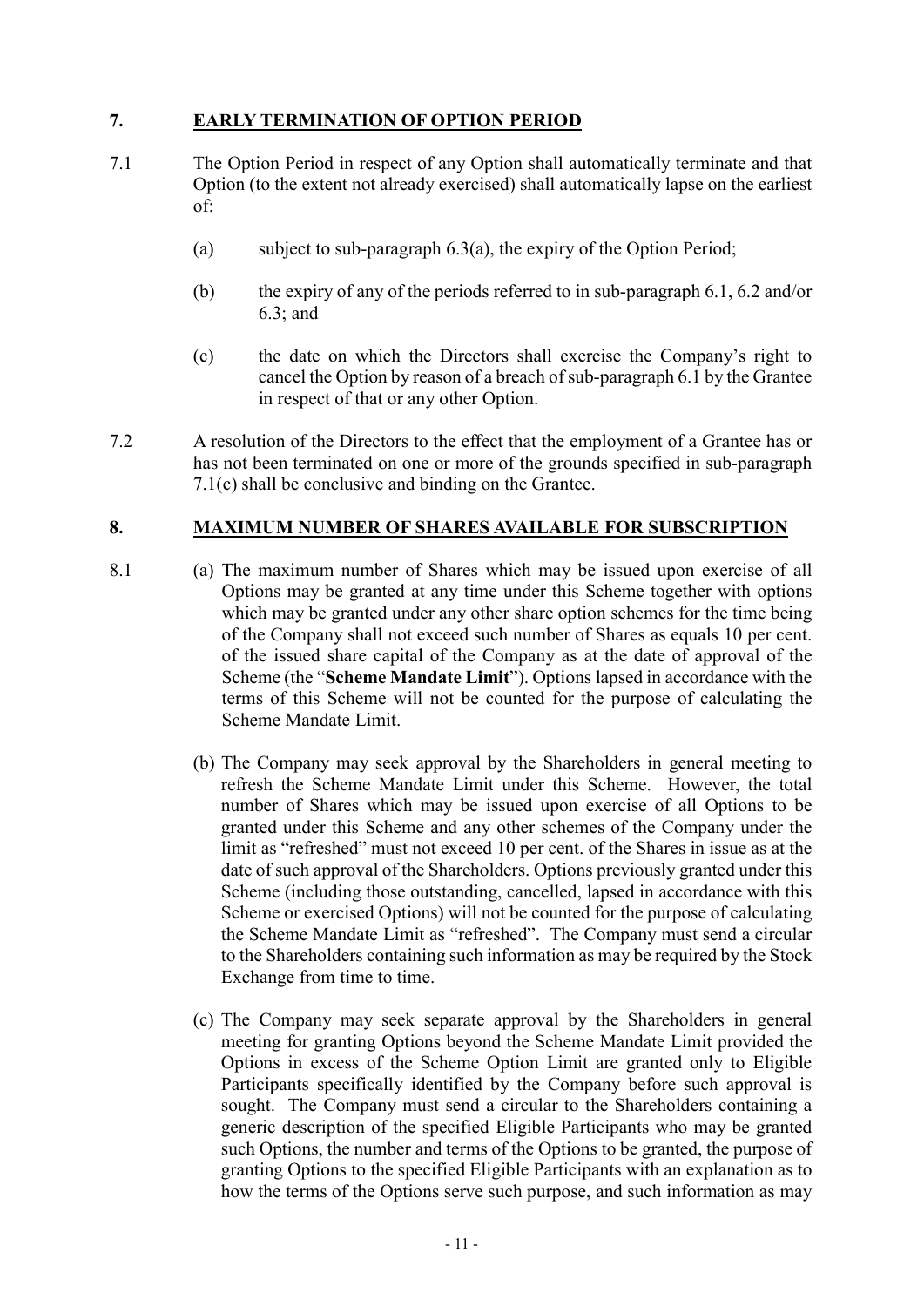## 7. EARLY TERMINATION OF OPTION PERIOD

7.1 The Option Period in respect of any Option shall automatically terminate and that Option (to the extent not already exercised) shall automatically lapse on the earliest of:

(a) subject to sub-paragraph 6.3(a), the expiry of the Option Period;

(b) the expiry of any of the periods referred to in sub-paragraph 6.1, 6.2 and/or 6.3; and

(c) the date on which the Directors shall exercise the Company's right to cancel the Option by reason of a breach of sub-paragraph 6.1 by the Grantee in respect of that or any other Option.

7.2 A resolution of the Directors to the effect that the employment of a Grantee has or has not been terminated on one or more of the grounds specified in sub-paragraph 7.1(c) shall be conclusive and binding on the Grantee.

## 8. MAXIMUM NUMBER OF SHARES AVAILABLE FOR SUBSCRIPTION

8.1 (a) The maximum number of Shares which may be issued upon exercise of all Options may be granted at any time under this Scheme together with options which may be granted under any other share option schemes for the time being of the Company shall not exceed such number of Shares as equals 10 per cent. of the issued share capital of the Company as at the date of approval of the Scheme (the "**Scheme Mandate Limit**"). Options lapsed in accordance with the terms of this Scheme will not be counted for the purpose of calculating the Scheme Mandate Limit.

(b) The Company may seek approval by the Shareholders in general meeting to refresh the Scheme Mandate Limit under this Scheme. However, the total number of Shares which may be issued upon exercise of all Options to be granted under this Scheme and any other schemes of the Company under the limit as "refreshed" must not exceed 10 per cent. of the Shares in issue as at the date of such approval of the Shareholders. Options previously granted under this Scheme (including those outstanding, cancelled, lapsed in accordance with this Scheme or exercised Options) will not be counted for the purpose of calculating the Scheme Mandate Limit as "refreshed". The Company must send a circular to the Shareholders containing such information as may be required by the Stock Exchange from time to time.

(c) The Company may seek separate approval by the Shareholders in general meeting for granting Options beyond the Scheme Mandate Limit provided the Options in excess of the Scheme Option Limit are granted only to Eligible Participants specifically identified by the Company before such approval is sought. The Company must send a circular to the Shareholders containing a generic description of the specified Eligible Participants who may be granted such Options, the number and terms of the Options to be granted, the purpose of granting Options to the specified Eligible Participants with an explanation as to how the terms of the Options serve such purpose, and such information as may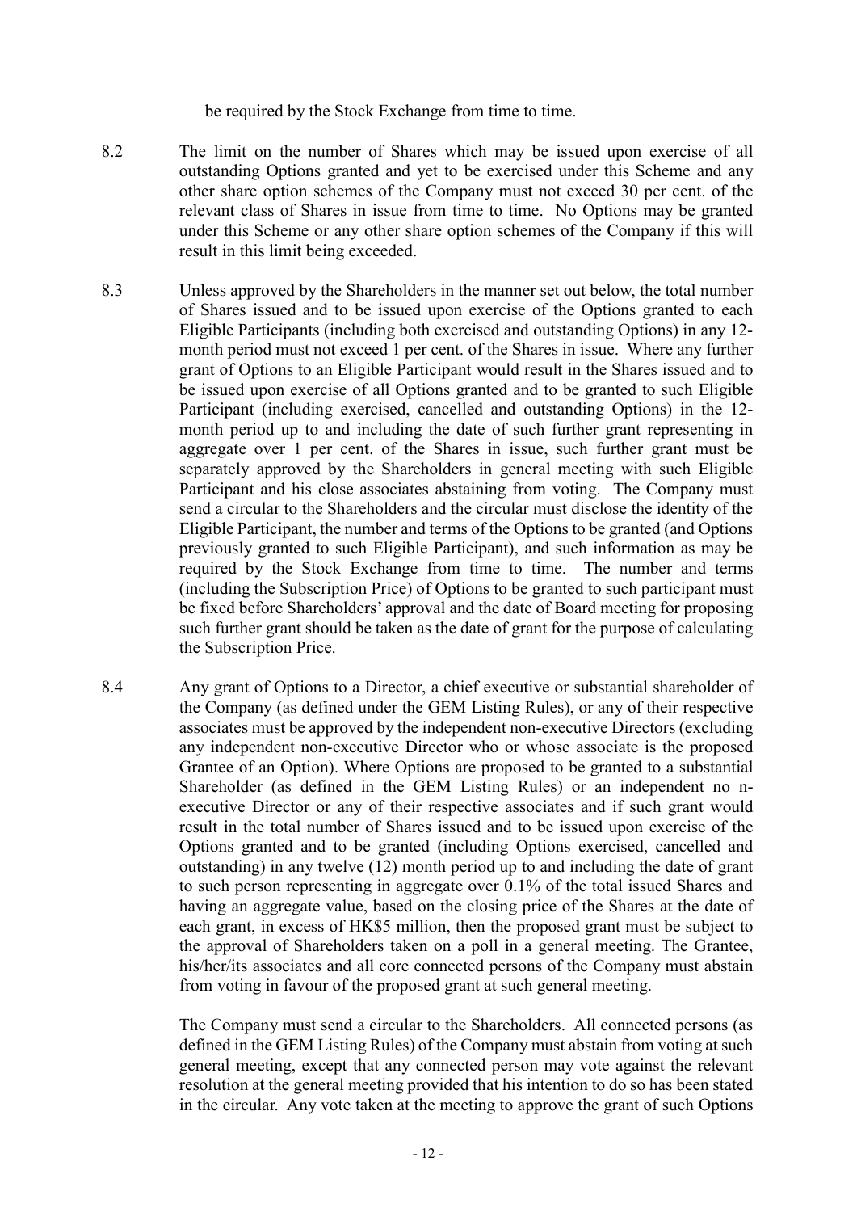be required by the Stock Exchange from time to time.

8.2 The limit on the number of Shares which may be issued upon exercise of all outstanding Options granted and yet to be exercised under this Scheme and any other share option schemes of the Company must not exceed 30 per cent. of the relevant class of Shares in issue from time to time. No Options may be granted under this Scheme or any other share option schemes of the Company if this will result in this limit being exceeded.

8.3 Unless approved by the Shareholders in the manner set out below, the total number of Shares issued and to be issued upon exercise of the Options granted to each Eligible Participants (including both exercised and outstanding Options) in any 12-month period must not exceed 1 per cent. of the Shares in issue. Where any further grant of Options to an Eligible Participant would result in the Shares issued and to be issued upon exercise of all Options granted and to be granted to such Eligible Participant (including exercised, cancelled and outstanding Options) in the 12-month period up to and including the date of such further grant representing in aggregate over 1 per cent. of the Shares in issue, such further grant must be separately approved by the Shareholders in general meeting with such Eligible Participant and his close associates abstaining from voting. The Company must send a circular to the Shareholders and the circular must disclose the identity of the Eligible Participant, the number and terms of the Options to be granted (and Options previously granted to such Eligible Participant), and such information as may be required by the Stock Exchange from time to time. The number and terms (including the Subscription Price) of Options to be granted to such participant must be fixed before Shareholders' approval and the date of Board meeting for proposing such further grant should be taken as the date of grant for the purpose of calculating the Subscription Price.

8.4 Any grant of Options to a Director, a chief executive or substantial shareholder of the Company (as defined under the GEM Listing Rules), or any of their respective associates must be approved by the independent non-executive Directors (excluding any independent non-executive Director who or whose associate is the proposed Grantee of an Option). Where Options are proposed to be granted to a substantial Shareholder (as defined in the GEM Listing Rules) or an independent no n-executive Director or any of their respective associates and if such grant would result in the total number of Shares issued and to be issued upon exercise of the Options granted and to be granted (including Options exercised, cancelled and outstanding) in any twelve (12) month period up to and including the date of grant to such person representing in aggregate over 0.1% of the total issued Shares and having an aggregate value, based on the closing price of the Shares at the date of each grant, in excess of HK$5 million, then the proposed grant must be subject to the approval of Shareholders taken on a poll in a general meeting. The Grantee, his/her/its associates and all core connected persons of the Company must abstain from voting in favour of the proposed grant at such general meeting.

The Company must send a circular to the Shareholders. All connected persons (as defined in the GEM Listing Rules) of the Company must abstain from voting at such general meeting, except that any connected person may vote against the relevant resolution at the general meeting provided that his intention to do so has been stated in the circular. Any vote taken at the meeting to approve the grant of such Options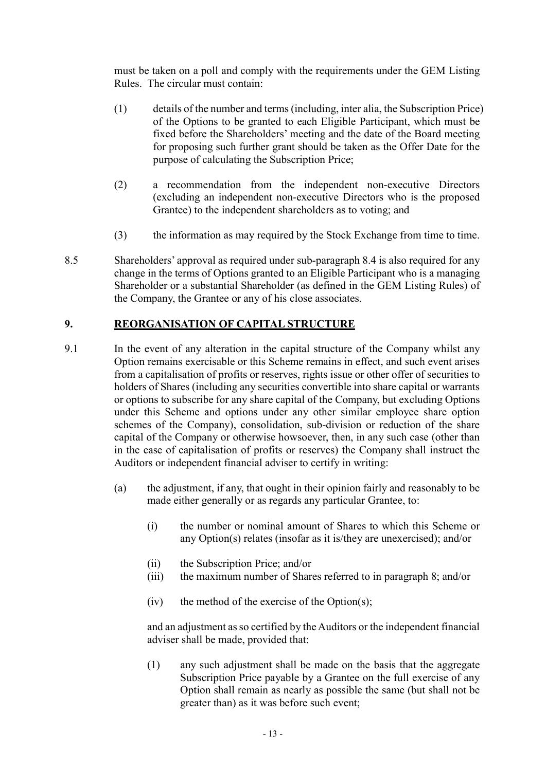must be taken on a poll and comply with the requirements under the GEM Listing Rules. The circular must contain:

(1) details of the number and terms (including, inter alia, the Subscription Price) of the Options to be granted to each Eligible Participant, which must be fixed before the Shareholders' meeting and the date of the Board meeting for proposing such further grant should be taken as the Offer Date for the purpose of calculating the Subscription Price;

(2) a recommendation from the independent non-executive Directors (excluding an independent non-executive Directors who is the proposed Grantee) to the independent shareholders as to voting; and

(3) the information as may required by the Stock Exchange from time to time.

8.5 Shareholders' approval as required under sub-paragraph 8.4 is also required for any change in the terms of Options granted to an Eligible Participant who is a managing Shareholder or a substantial Shareholder (as defined in the GEM Listing Rules) of the Company, the Grantee or any of his close associates.

## 9. REORGANISATION OF CAPITAL STRUCTURE

9.1 In the event of any alteration in the capital structure of the Company whilst any Option remains exercisable or this Scheme remains in effect, and such event arises from a capitalisation of profits or reserves, rights issue or other offer of securities to holders of Shares (including any securities convertible into share capital or warrants or options to subscribe for any share capital of the Company, but excluding Options under this Scheme and options under any other similar employee share option schemes of the Company), consolidation, sub-division or reduction of the share capital of the Company or otherwise howsoever, then, in any such case (other than in the case of capitalisation of profits or reserves) the Company shall instruct the Auditors or independent financial adviser to certify in writing:

(a) the adjustment, if any, that ought in their opinion fairly and reasonably to be made either generally or as regards any particular Grantee, to:

(i) the number or nominal amount of Shares to which this Scheme or any Option(s) relates (insofar as it is/they are unexercised); and/or

(ii) the Subscription Price; and/or

(iii) the maximum number of Shares referred to in paragraph 8; and/or

(iv) the method of the exercise of the Option(s);

and an adjustment as so certified by the Auditors or the independent financial adviser shall be made, provided that:

(1) any such adjustment shall be made on the basis that the aggregate Subscription Price payable by a Grantee on the full exercise of any Option shall remain as nearly as possible the same (but shall not be greater than) as it was before such event;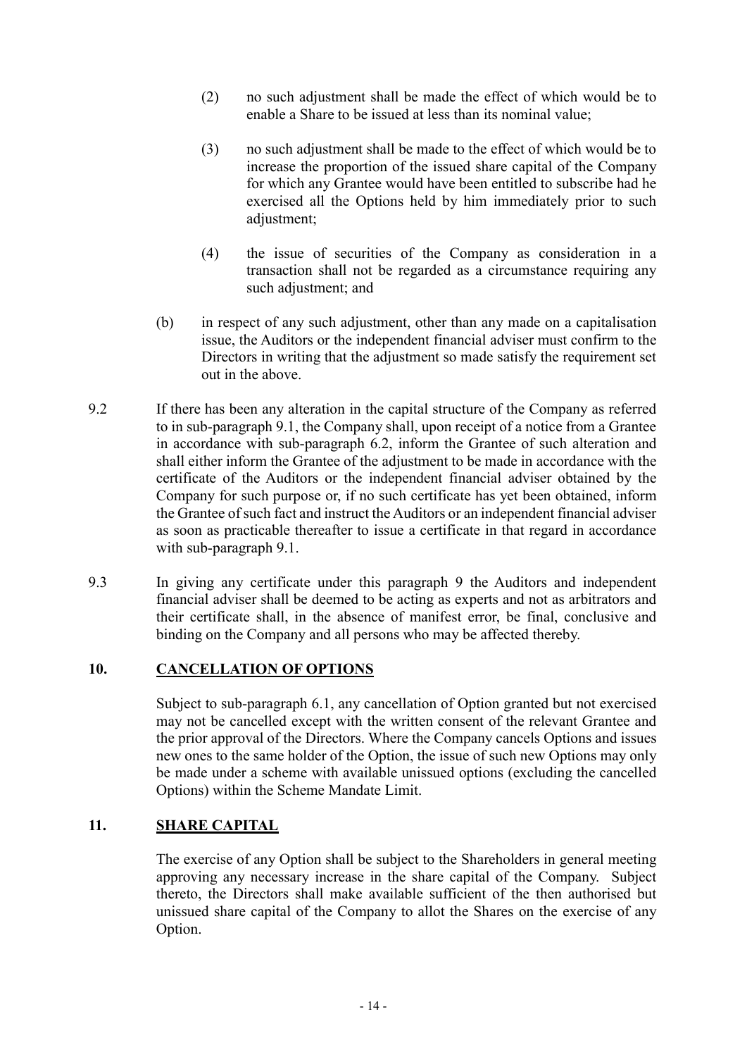(2) no such adjustment shall be made the effect of which would be to enable a Share to be issued at less than its nominal value;

(3) no such adjustment shall be made to the effect of which would be to increase the proportion of the issued share capital of the Company for which any Grantee would have been entitled to subscribe had he exercised all the Options held by him immediately prior to such adjustment;

(4) the issue of securities of the Company as consideration in a transaction shall not be regarded as a circumstance requiring any such adjustment; and

(b) in respect of any such adjustment, other than any made on a capitalisation issue, the Auditors or the independent financial adviser must confirm to the Directors in writing that the adjustment so made satisfy the requirement set out in the above.

9.2 If there has been any alteration in the capital structure of the Company as referred to in sub-paragraph 9.1, the Company shall, upon receipt of a notice from a Grantee in accordance with sub-paragraph 6.2, inform the Grantee of such alteration and shall either inform the Grantee of the adjustment to be made in accordance with the certificate of the Auditors or the independent financial adviser obtained by the Company for such purpose or, if no such certificate has yet been obtained, inform the Grantee of such fact and instruct the Auditors or an independent financial adviser as soon as practicable thereafter to issue a certificate in that regard in accordance with sub-paragraph 9.1.

9.3 In giving any certificate under this paragraph 9 the Auditors and independent financial adviser shall be deemed to be acting as experts and not as arbitrators and their certificate shall, in the absence of manifest error, be final, conclusive and binding on the Company and all persons who may be affected thereby.

## 10. CANCELLATION OF OPTIONS

Subject to sub-paragraph 6.1, any cancellation of Option granted but not exercised may not be cancelled except with the written consent of the relevant Grantee and the prior approval of the Directors. Where the Company cancels Options and issues new ones to the same holder of the Option, the issue of such new Options may only be made under a scheme with available unissued options (excluding the cancelled Options) within the Scheme Mandate Limit.

## 11. SHARE CAPITAL

The exercise of any Option shall be subject to the Shareholders in general meeting approving any necessary increase in the share capital of the Company. Subject thereto, the Directors shall make available sufficient of the then authorised but unissued share capital of the Company to allot the Shares on the exercise of any Option.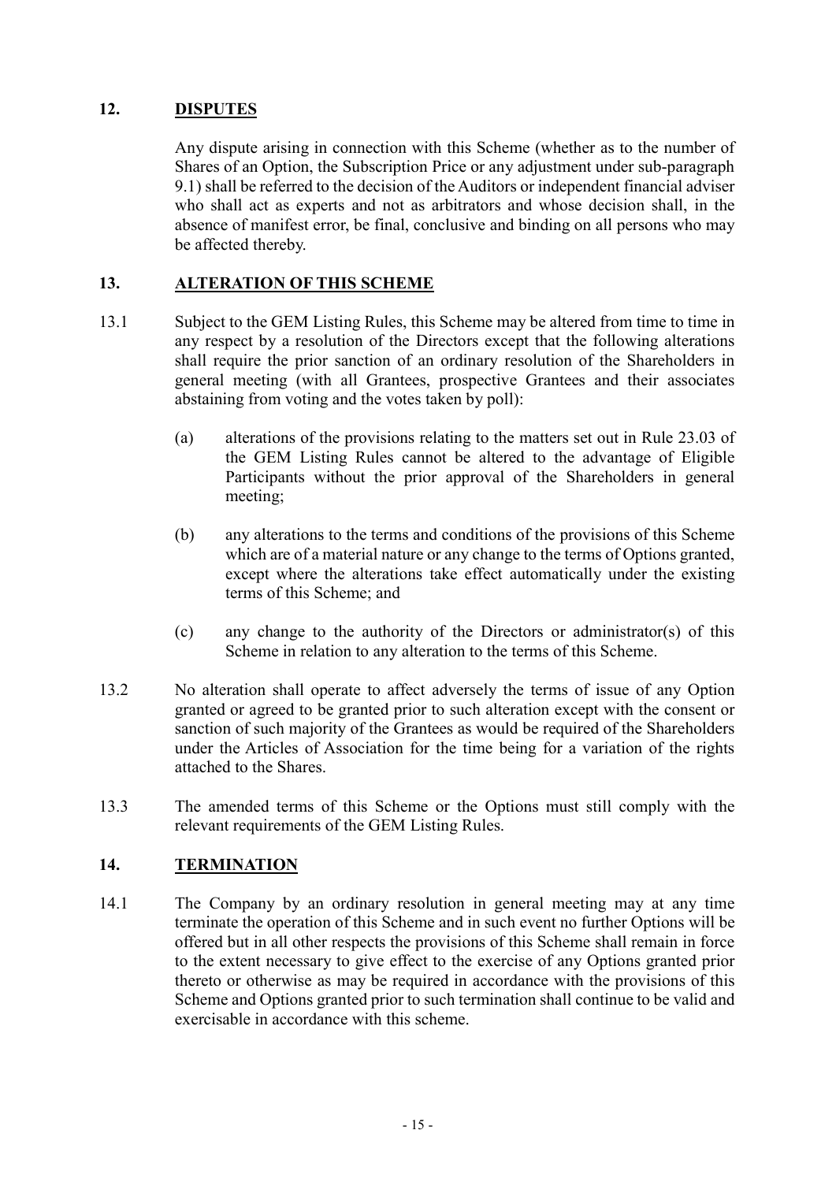## 12. DISPUTES

Any dispute arising in connection with this Scheme (whether as to the number of Shares of an Option, the Subscription Price or any adjustment under sub-paragraph 9.1) shall be referred to the decision of the Auditors or independent financial adviser who shall act as experts and not as arbitrators and whose decision shall, in the absence of manifest error, be final, conclusive and binding on all persons who may be affected thereby.

## 13. ALTERATION OF THIS SCHEME

13.1 Subject to the GEM Listing Rules, this Scheme may be altered from time to time in any respect by a resolution of the Directors except that the following alterations shall require the prior sanction of an ordinary resolution of the Shareholders in general meeting (with all Grantees, prospective Grantees and their associates abstaining from voting and the votes taken by poll):

(a) alterations of the provisions relating to the matters set out in Rule 23.03 of the GEM Listing Rules cannot be altered to the advantage of Eligible Participants without the prior approval of the Shareholders in general meeting;

(b) any alterations to the terms and conditions of the provisions of this Scheme which are of a material nature or any change to the terms of Options granted, except where the alterations take effect automatically under the existing terms of this Scheme; and

(c) any change to the authority of the Directors or administrator(s) of this Scheme in relation to any alteration to the terms of this Scheme.

13.2 No alteration shall operate to affect adversely the terms of issue of any Option granted or agreed to be granted prior to such alteration except with the consent or sanction of such majority of the Grantees as would be required of the Shareholders under the Articles of Association for the time being for a variation of the rights attached to the Shares.

13.3 The amended terms of this Scheme or the Options must still comply with the relevant requirements of the GEM Listing Rules.

## 14. TERMINATION

14.1 The Company by an ordinary resolution in general meeting may at any time terminate the operation of this Scheme and in such event no further Options will be offered but in all other respects the provisions of this Scheme shall remain in force to the extent necessary to give effect to the exercise of any Options granted prior thereto or otherwise as may be required in accordance with the provisions of this Scheme and Options granted prior to such termination shall continue to be valid and exercisable in accordance with this scheme.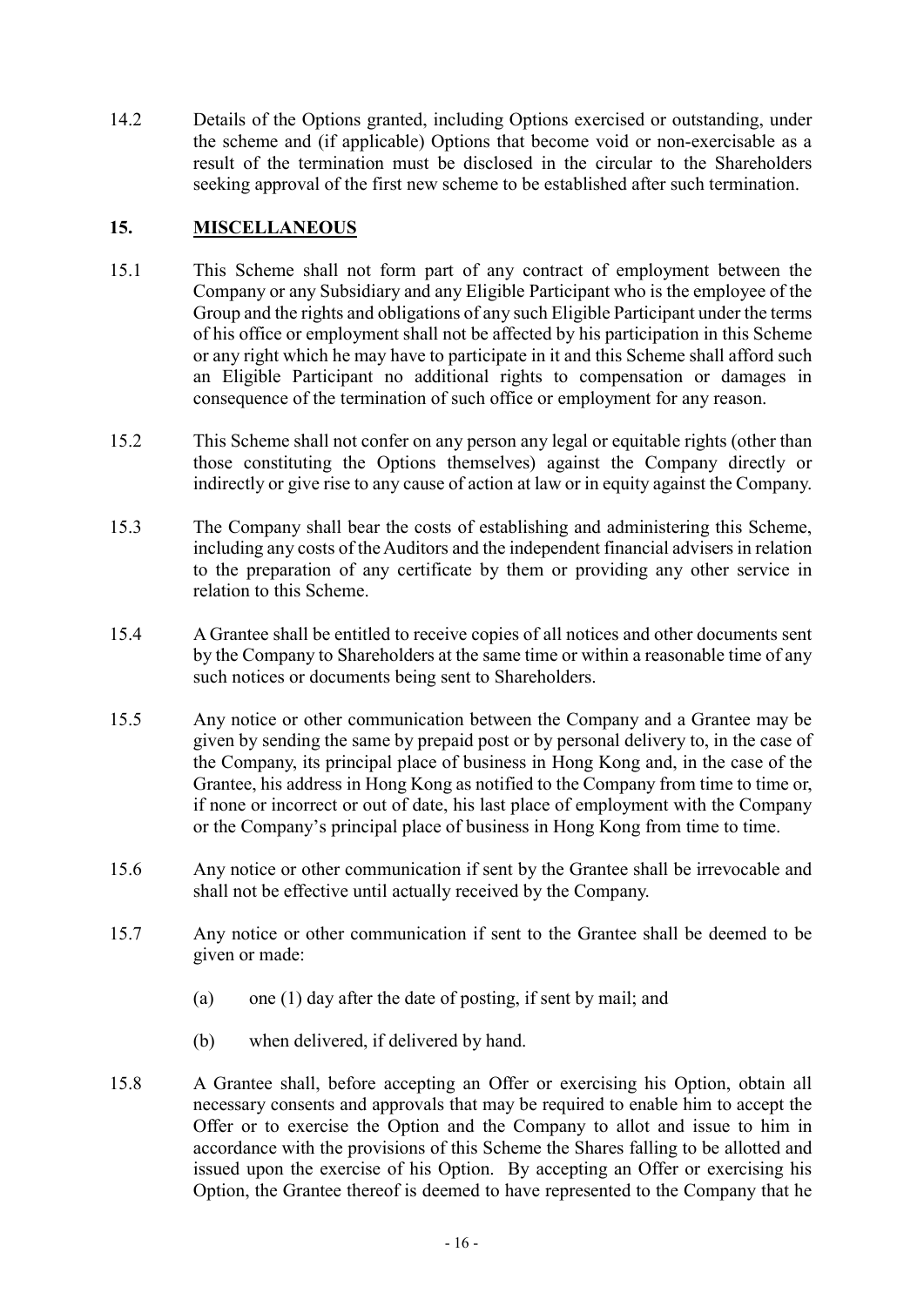14.2 Details of the Options granted, including Options exercised or outstanding, under the scheme and (if applicable) Options that become void or non-exercisable as a result of the termination must be disclosed in the circular to the Shareholders seeking approval of the first new scheme to be established after such termination.

## 15. MISCELLANEOUS

15.1 This Scheme shall not form part of any contract of employment between the Company or any Subsidiary and any Eligible Participant who is the employee of the Group and the rights and obligations of any such Eligible Participant under the terms of his office or employment shall not be affected by his participation in this Scheme or any right which he may have to participate in it and this Scheme shall afford such an Eligible Participant no additional rights to compensation or damages in consequence of the termination of such office or employment for any reason.

15.2 This Scheme shall not confer on any person any legal or equitable rights (other than those constituting the Options themselves) against the Company directly or indirectly or give rise to any cause of action at law or in equity against the Company.

15.3 The Company shall bear the costs of establishing and administering this Scheme, including any costs of the Auditors and the independent financial advisers in relation to the preparation of any certificate by them or providing any other service in relation to this Scheme.

15.4 A Grantee shall be entitled to receive copies of all notices and other documents sent by the Company to Shareholders at the same time or within a reasonable time of any such notices or documents being sent to Shareholders.

15.5 Any notice or other communication between the Company and a Grantee may be given by sending the same by prepaid post or by personal delivery to, in the case of the Company, its principal place of business in Hong Kong and, in the case of the Grantee, his address in Hong Kong as notified to the Company from time to time or, if none or incorrect or out of date, his last place of employment with the Company or the Company's principal place of business in Hong Kong from time to time.

15.6 Any notice or other communication if sent by the Grantee shall be irrevocable and shall not be effective until actually received by the Company.

15.7 Any notice or other communication if sent to the Grantee shall be deemed to be given or made:

(a) one (1) day after the date of posting, if sent by mail; and

(b) when delivered, if delivered by hand.

15.8 A Grantee shall, before accepting an Offer or exercising his Option, obtain all necessary consents and approvals that may be required to enable him to accept the Offer or to exercise the Option and the Company to allot and issue to him in accordance with the provisions of this Scheme the Shares falling to be allotted and issued upon the exercise of his Option. By accepting an Offer or exercising his Option, the Grantee thereof is deemed to have represented to the Company that he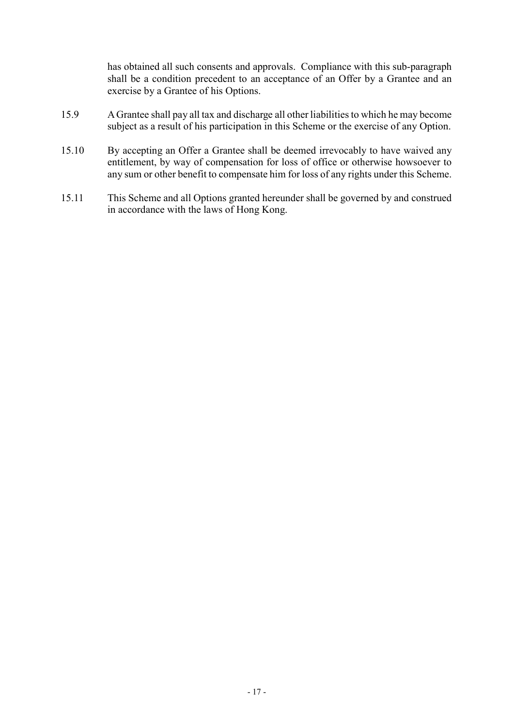has obtained all such consents and approvals. Compliance with this sub-paragraph shall be a condition precedent to an acceptance of an Offer by a Grantee and an exercise by a Grantee of his Options.

15.9 A Grantee shall pay all tax and discharge all other liabilities to which he may become subject as a result of his participation in this Scheme or the exercise of any Option.

15.10 By accepting an Offer a Grantee shall be deemed irrevocably to have waived any entitlement, by way of compensation for loss of office or otherwise howsoever to any sum or other benefit to compensate him for loss of any rights under this Scheme.

15.11 This Scheme and all Options granted hereunder shall be governed by and construed in accordance with the laws of Hong Kong.